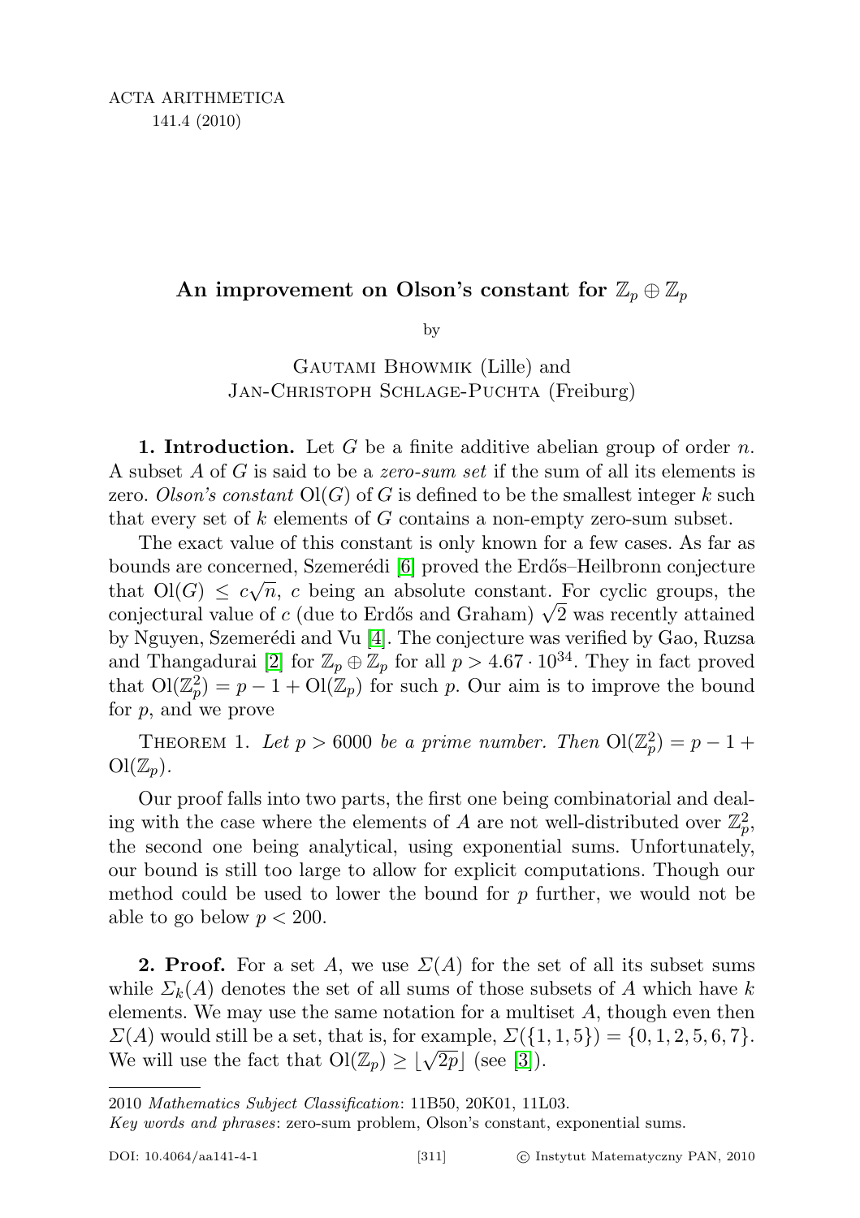ACTA ARITHMETICA
141.4 (2010)

# An improvement on Olson's constant for $\mathbb{Z}_p \oplus \mathbb{Z}_p$

by

Gautami Bhowmik (Lille) and
Jan-Christoph Schlage-Puchta (Freiburg)

**1. Introduction.** Let $G$ be a finite additive abelian group of order $n$. A subset $A$ of $G$ is said to be a *zero-sum set* if the sum of all its elements is zero. *Olson's constant* $\mathrm{Ol}(G)$ of $G$ is defined to be the smallest integer $k$ such that every set of $k$ elements of $G$ contains a non-empty zero-sum subset.

The exact value of this constant is only known for a few cases. As far as bounds are concerned, Szemerédi [6] proved the Erdős–Heilbronn conjecture that $\mathrm{Ol}(G) \leq c\sqrt{n}$, $c$ being an absolute constant. For cyclic groups, the conjectural value of $c$ (due to Erdős and Graham) $\sqrt{2}$ was recently attained by Nguyen, Szemerédi and Vu [4]. The conjecture was verified by Gao, Ruzsa and Thangadurai [2] for $\mathbb{Z}_p \oplus \mathbb{Z}_p$ for all $p > 4.67 \cdot 10^{34}$. They in fact proved that $\mathrm{Ol}(\mathbb{Z}_p^2) = p - 1 + \mathrm{Ol}(\mathbb{Z}_p)$ for such $p$. Our aim is to improve the bound for $p$, and we prove

Theorem 1. *Let $p > 6000$ be a prime number. Then $\mathrm{Ol}(\mathbb{Z}_p^2) = p - 1 + \mathrm{Ol}(\mathbb{Z}_p)$.*

Our proof falls into two parts, the first one being combinatorial and dealing with the case where the elements of $A$ are not well-distributed over $\mathbb{Z}_p^2$, the second one being analytical, using exponential sums. Unfortunately, our bound is still too large to allow for explicit computations. Though our method could be used to lower the bound for $p$ further, we would not be able to go below $p < 200$.

**2. Proof.** For a set $A$, we use $\Sigma(A)$ for the set of all its subset sums while $\Sigma_k(A)$ denotes the set of all sums of those subsets of $A$ which have $k$ elements. We may use the same notation for a multiset $A$, though even then $\Sigma(A)$ would still be a set, that is, for example, $\Sigma(\{1, 1, 5\}) = \{0, 1, 2, 5, 6, 7\}$. We will use the fact that $\mathrm{Ol}(\mathbb{Z}_p) \geq \lfloor\sqrt{2p}\rfloor$ (see [3]).

---

2010 *Mathematics Subject Classification*: 11B50, 20K01, 11L03.

*Key words and phrases*: zero-sum problem, Olson's constant, exponential sums.

DOI: 10.4064/aa141-4-1 © Instytut Matematyczny PAN, 2010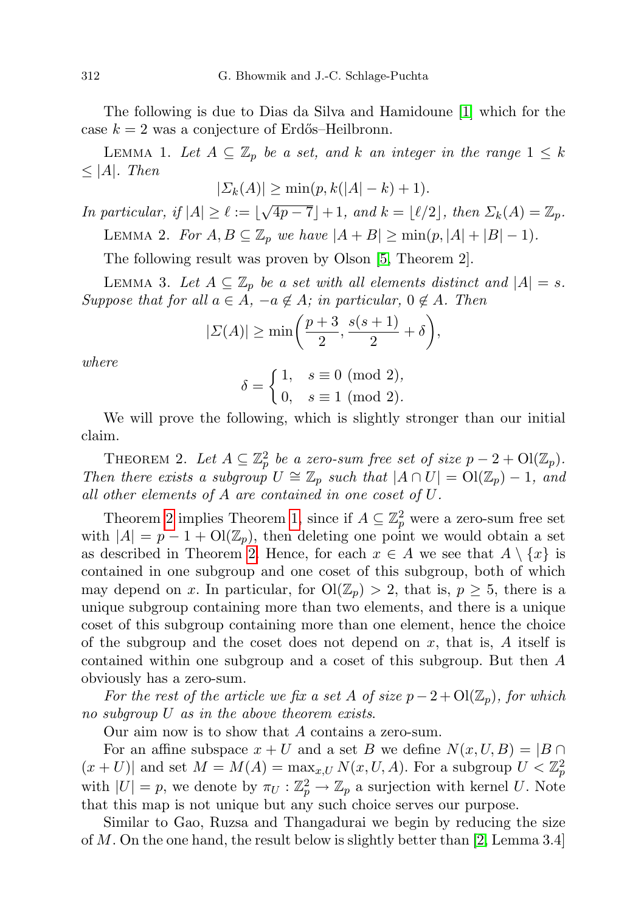The following is due to Dias da Silva and Hamidoune [1] which for the case $k = 2$ was a conjecture of Erdős–Heilbronn.

Lemma 1. *Let $A \subseteq \mathbb{Z}_p$ be a set, and $k$ an integer in the range $1 \leq k \leq |A|$. Then*

$$|\Sigma_k(A)| \geq \min(p, k(|A| - k) + 1).$$

*In particular, if $|A| \geq \ell := \lfloor\sqrt{4p-7}\rfloor + 1$, and $k = \lfloor \ell/2 \rfloor$, then $\Sigma_k(A) = \mathbb{Z}_p$.*

Lemma 2. *For $A, B \subseteq \mathbb{Z}_p$ we have $|A + B| \geq \min(p, |A| + |B| - 1)$.*

The following result was proven by Olson [5, Theorem 2].

Lemma 3. *Let $A \subseteq \mathbb{Z}_p$ be a set with all elements distinct and $|A| = s$. Suppose that for all $a \in A$, $-a \notin A$; in particular, $0 \notin A$. Then*

$$|\Sigma(A)| \geq \min\left(\frac{p+3}{2}, \frac{s(s+1)}{2} + \delta\right),$$

*where*

$$\delta = \begin{cases} 1, & s \equiv 0 \pmod 2, \\ 0, & s \equiv 1 \pmod 2. \end{cases}$$

We will prove the following, which is slightly stronger than our initial claim.

Theorem 2. *Let $A \subseteq \mathbb{Z}_p^2$ be a zero-sum free set of size $p - 2 + \mathrm{Ol}(\mathbb{Z}_p)$. Then there exists a subgroup $U \cong \mathbb{Z}_p$ such that $|A \cap U| = \mathrm{Ol}(\mathbb{Z}_p) - 1$, and all other elements of $A$ are contained in one coset of $U$.*

Theorem 2 implies Theorem 1, since if $A \subseteq \mathbb{Z}_p^2$ were a zero-sum free set with $|A| = p - 1 + \mathrm{Ol}(\mathbb{Z}_p)$, then deleting one point we would obtain a set as described in Theorem 2. Hence, for each $x \in A$ we see that $A \setminus \{x\}$ is contained in one subgroup and one coset of this subgroup, both of which may depend on $x$. In particular, for $\mathrm{Ol}(\mathbb{Z}_p) > 2$, that is, $p \geq 5$, there is a unique subgroup containing more than two elements, and there is a unique coset of this subgroup containing more than one element, hence the choice of the subgroup and the coset does not depend on $x$, that is, $A$ itself is contained within one subgroup and a coset of this subgroup. But then $A$ obviously has a zero-sum.

*For the rest of the article we fix a set $A$ of size $p - 2 + \mathrm{Ol}(\mathbb{Z}_p)$, for which no subgroup $U$ as in the above theorem exists.*

Our aim now is to show that $A$ contains a zero-sum.

For an affine subspace $x + U$ and a set $B$ we define $N(x, U, B) = |B \cap (x + U)|$ and set $M = M(A) = \max_{x,U} N(x, U, A)$. For a subgroup $U < \mathbb{Z}_p^2$ with $|U| = p$, we denote by $\pi_U : \mathbb{Z}_p^2 \to \mathbb{Z}_p$ a surjection with kernel $U$. Note that this map is not unique but any such choice serves our purpose.

Similar to Gao, Ruzsa and Thangadurai we begin by reducing the size of $M$. On the one hand, the result below is slightly better than [2, Lemma 3.4]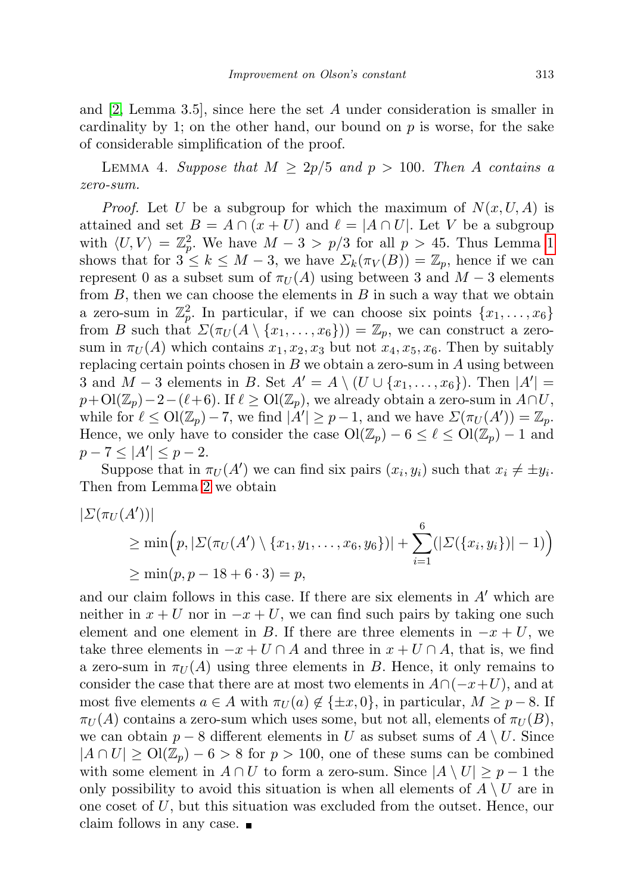and [2, Lemma 3.5], since here the set $A$ under consideration is smaller in cardinality by 1; on the other hand, our bound on $p$ is worse, for the sake of considerable simplification of the proof.

LEMMA 4. *Suppose that $M \geq 2p/5$ and $p > 100$. Then $A$ contains a zero-sum.*

*Proof.* Let $U$ be a subgroup for which the maximum of $N(x, U, A)$ is attained and set $B = A \cap (x + U)$ and $\ell = |A \cap U|$. Let $V$ be a subgroup with $\langle U, V\rangle = \mathbb{Z}_p^2$. We have $M - 3 > p/3$ for all $p > 45$. Thus Lemma 1 shows that for $3 \leq k \leq M - 3$, we have $\Sigma_k(\pi_V(B)) = \mathbb{Z}_p$, hence if we can represent 0 as a subset sum of $\pi_U(A)$ using between 3 and $M - 3$ elements from $B$, then we can choose the elements in $B$ in such a way that we obtain a zero-sum in $\mathbb{Z}_p^2$. In particular, if we can choose six points $\{x_1, \dots, x_6\}$ from $B$ such that $\Sigma(\pi_U(A \setminus \{x_1, \dots, x_6\})) = \mathbb{Z}_p$, we can construct a zero-sum in $\pi_U(A)$ which contains $x_1, x_2, x_3$ but not $x_4, x_5, x_6$. Then by suitably replacing certain points chosen in $B$ we obtain a zero-sum in $A$ using between 3 and $M - 3$ elements in $B$. Set $A' = A \setminus (U \cup \{x_1, \dots, x_6\})$. Then $|A'| = p + \mathrm{Ol}(\mathbb{Z}_p) - 2 - (\ell + 6)$. If $\ell \geq \mathrm{Ol}(\mathbb{Z}_p)$, we already obtain a zero-sum in $A \cap U$, while for $\ell \leq \mathrm{Ol}(\mathbb{Z}_p) - 7$, we find $|A'| \geq p - 1$, and we have $\Sigma(\pi_U(A')) = \mathbb{Z}_p$. Hence, we only have to consider the case $\mathrm{Ol}(\mathbb{Z}_p) - 6 \leq \ell \leq \mathrm{Ol}(\mathbb{Z}_p) - 1$ and $p - 7 \leq |A'| \leq p - 2$.

Suppose that in $\pi_U(A')$ we can find six pairs $(x_i, y_i)$ such that $x_i \neq \pm y_i$. Then from Lemma 2 we obtain

$$
\begin{aligned}
&|\Sigma(\pi_U(A'))| \\
&\quad \geq \min\Big(p, |\Sigma(\pi_U(A') \setminus \{x_1, y_1, \dots, x_6, y_6\})| + \sum_{i=1}^{6}(|\Sigma(\{x_i, y_i\})| - 1)\Big) \\
&\quad \geq \min(p, p - 18 + 6 \cdot 3) = p,
\end{aligned}
$$

and our claim follows in this case. If there are six elements in $A'$ which are neither in $x + U$ nor in $-x + U$, we can find such pairs by taking one such element and one element in $B$. If there are three elements in $-x + U$, we take three elements in $-x + U \cap A$ and three in $x + U \cap A$, that is, we find a zero-sum in $\pi_U(A)$ using three elements in $B$. Hence, it only remains to consider the case that there are at most two elements in $A \cap (-x + U)$, and at most five elements $a \in A$ with $\pi_U(a) \notin \{\pm x, 0\}$, in particular, $M \geq p - 8$. If $\pi_U(A)$ contains a zero-sum which uses some, but not all, elements of $\pi_U(B)$, we can obtain $p - 8$ different elements in $U$ as subset sums of $A \setminus U$. Since $|A \cap U| \geq \mathrm{Ol}(\mathbb{Z}_p) - 6 > 8$ for $p > 100$, one of these sums can be combined with some element in $A \cap U$ to form a zero-sum. Since $|A \setminus U| \geq p - 1$ the only possibility to avoid this situation is when all elements of $A \setminus U$ are in one coset of $U$, but this situation was excluded from the outset. Hence, our claim follows in any case. ∎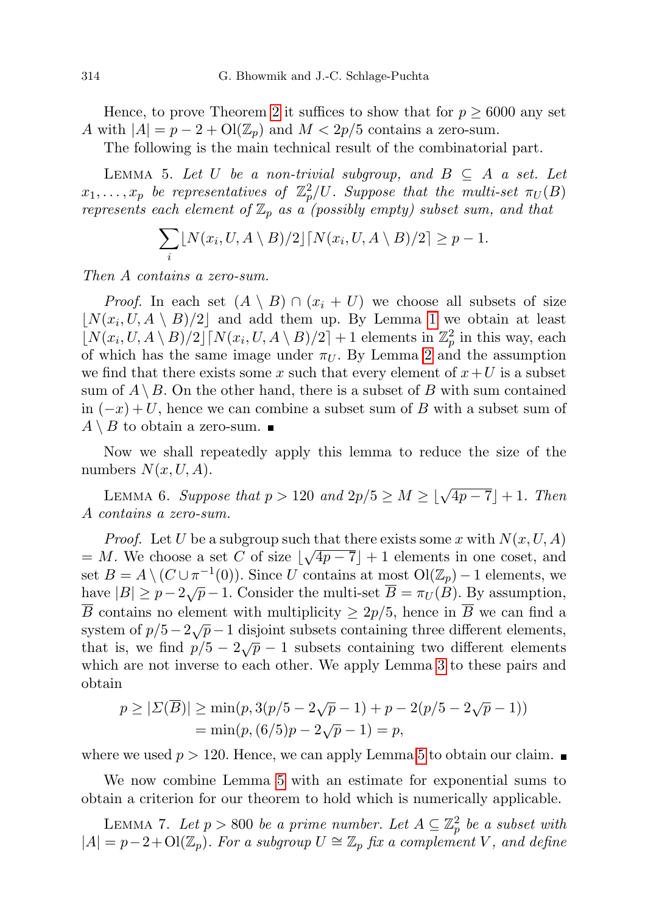Hence, to prove Theorem 2 it suffices to show that for $p \geq 6000$ any set $A$ with $|A| = p - 2 + \mathrm{Ol}(\mathbb{Z}_p)$ and $M < 2p/5$ contains a zero-sum.

The following is the main technical result of the combinatorial part.

LEMMA 5. *Let $U$ be a non-trivial subgroup, and $B \subseteq A$ a set. Let $x_1, \dots, x_p$ be representatives of $\mathbb{Z}_p^2/U$. Suppose that the multi-set $\pi_U(B)$ represents each element of $\mathbb{Z}_p$ as a (possibly empty) subset sum, and that*

$$\sum_i \lfloor N(x_i, U, A \setminus B)/2 \rfloor \lceil N(x_i, U, A \setminus B)/2 \rceil \geq p - 1.$$

*Then $A$ contains a zero-sum.*

*Proof.* In each set $(A \setminus B) \cap (x_i + U)$ we choose all subsets of size $\lfloor N(x_i, U, A \setminus B)/2 \rfloor$ and add them up. By Lemma 1 we obtain at least $\lfloor N(x_i, U, A \setminus B)/2 \rfloor \lceil N(x_i, U, A \setminus B)/2 \rceil + 1$ elements in $\mathbb{Z}_p^2$ in this way, each of which has the same image under $\pi_U$. By Lemma 2 and the assumption we find that there exists some $x$ such that every element of $x + U$ is a subset sum of $A \setminus B$. On the other hand, there is a subset of $B$ with sum contained in $(-x) + U$, hence we can combine a subset sum of $B$ with a subset sum of $A \setminus B$ to obtain a zero-sum. ∎

Now we shall repeatedly apply this lemma to reduce the size of the numbers $N(x, U, A)$.

LEMMA 6. *Suppose that $p > 120$ and $2p/5 \geq M \geq \lfloor \sqrt{4p - 7} \rfloor + 1$. Then $A$ contains a zero-sum.*

*Proof.* Let $U$ be a subgroup such that there exists some $x$ with $N(x, U, A) = M$. We choose a set $C$ of size $\lfloor \sqrt{4p - 7} \rfloor + 1$ elements in one coset, and set $B = A \setminus (C \cup \pi^{-1}(0))$. Since $U$ contains at most $\mathrm{Ol}(\mathbb{Z}_p) - 1$ elements, we have $|B| \geq p - 2\sqrt{p} - 1$. Consider the multi-set $\overline{B} = \pi_U(B)$. By assumption, $\overline{B}$ contains no element with multiplicity $\geq 2p/5$, hence in $\overline{B}$ we can find a system of $p/5 - 2\sqrt{p} - 1$ disjoint subsets containing three different elements, that is, we find $p/5 - 2\sqrt{p} - 1$ subsets containing two different elements which are not inverse to each other. We apply Lemma 3 to these pairs and obtain

$$\begin{aligned} p \geq |\Sigma(\overline{B})| &\geq \min(p, 3(p/5 - 2\sqrt{p} - 1) + p - 2(p/5 - 2\sqrt{p} - 1)) \\ &= \min(p, (6/5)p - 2\sqrt{p} - 1) = p, \end{aligned}$$

where we used $p > 120$. Hence, we can apply Lemma 5 to obtain our claim. ∎

We now combine Lemma 5 with an estimate for exponential sums to obtain a criterion for our theorem to hold which is numerically applicable.

LEMMA 7. *Let $p > 800$ be a prime number. Let $A \subseteq \mathbb{Z}_p^2$ be a subset with $|A| = p - 2 + \mathrm{Ol}(\mathbb{Z}_p)$. For a subgroup $U \cong \mathbb{Z}_p$ fix a complement $V$, and define*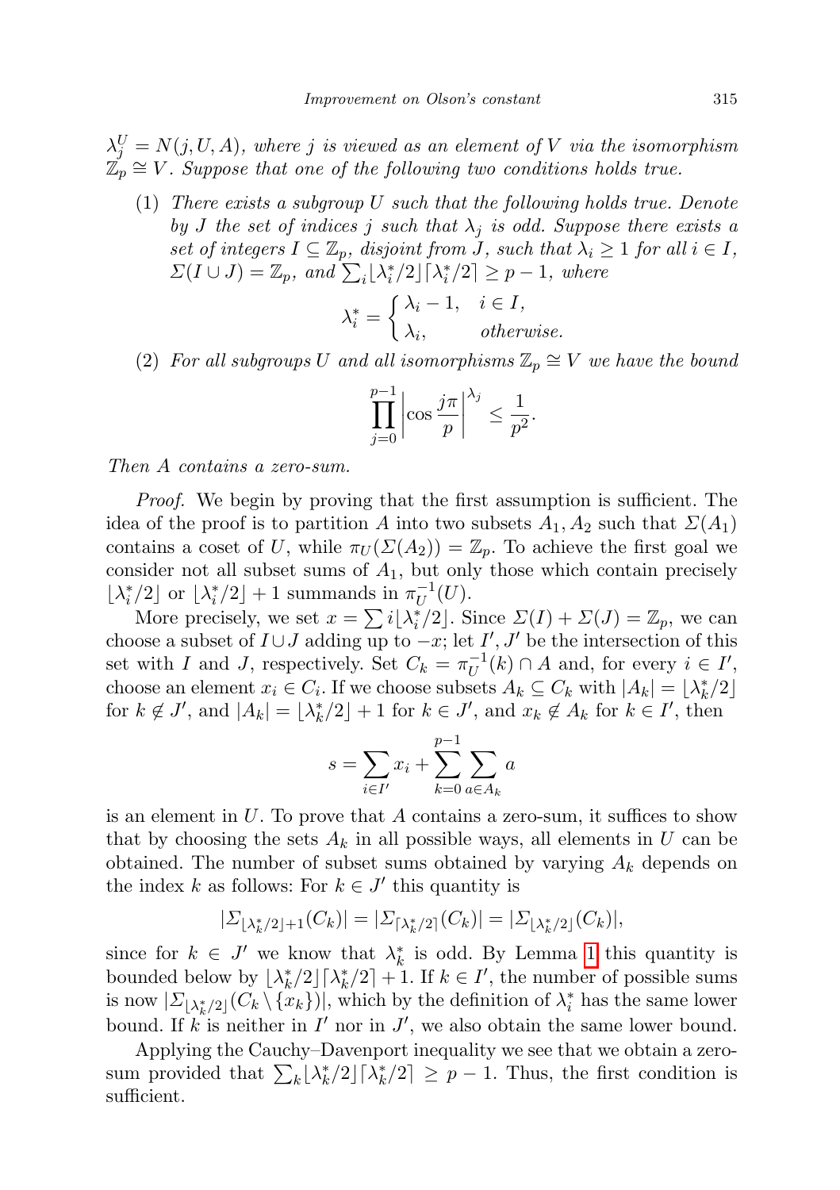$\lambda_j^U = N(j, U, A)$, *where $j$ is viewed as an element of $V$ via the isomorphism $\mathbb{Z}_p \cong V$. Suppose that one of the following two conditions holds true.*

(1) *There exists a subgroup $U$ such that the following holds true. Denote by $J$ the set of indices $j$ such that $\lambda_j$ is odd. Suppose there exists a set of integers $I \subseteq \mathbb{Z}_p$, disjoint from $J$, such that $\lambda_i \geq 1$ for all $i \in I$, $\Sigma(I \cup J) = \mathbb{Z}_p$, and $\sum_i \lfloor \lambda_i^*/2 \rfloor \lceil \lambda_i^*/2 \rceil \geq p-1$, where*

$$\lambda_i^* = \begin{cases} \lambda_i - 1, & i \in I, \\ \lambda_i, & \text{otherwise.} \end{cases}$$

(2) *For all subgroups $U$ and all isomorphisms $\mathbb{Z}_p \cong V$ we have the bound*

$$\prod_{j=0}^{p-1} \left| \cos \frac{j\pi}{p} \right|^{\lambda_j} \leq \frac{1}{p^2}.$$

*Then $A$ contains a zero-sum.*

*Proof.* We begin by proving that the first assumption is sufficient. The idea of the proof is to partition $A$ into two subsets $A_1, A_2$ such that $\Sigma(A_1)$ contains a coset of $U$, while $\pi_U(\Sigma(A_2)) = \mathbb{Z}_p$. To achieve the first goal we consider not all subset sums of $A_1$, but only those which contain precisely $\lfloor \lambda_i^*/2 \rfloor$ or $\lfloor \lambda_i^*/2 \rfloor + 1$ summands in $\pi_U^{-1}(U)$.

More precisely, we set $x = \sum i \lfloor \lambda_i^*/2 \rfloor$. Since $\Sigma(I) + \Sigma(J) = \mathbb{Z}_p$, we can choose a subset of $I \cup J$ adding up to $-x$; let $I', J'$ be the intersection of this set with $I$ and $J$, respectively. Set $C_k = \pi_U^{-1}(k) \cap A$ and, for every $i \in I'$, choose an element $x_i \in C_i$. If we choose subsets $A_k \subseteq C_k$ with $|A_k| = \lfloor \lambda_k^*/2 \rfloor$ for $k \notin J'$, and $|A_k| = \lfloor \lambda_k^*/2 \rfloor + 1$ for $k \in J'$, and $x_k \notin A_k$ for $k \in I'$, then

$$s = \sum_{i \in I'} x_i + \sum_{k=0}^{p-1} \sum_{a \in A_k} a$$

is an element in $U$. To prove that $A$ contains a zero-sum, it suffices to show that by choosing the sets $A_k$ in all possible ways, all elements in $U$ can be obtained. The number of subset sums obtained by varying $A_k$ depends on the index $k$ as follows: For $k \in J'$ this quantity is

$$|\Sigma_{\lfloor \lambda_k^*/2 \rfloor + 1}(C_k)| = |\Sigma_{\lceil \lambda_k^*/2 \rceil}(C_k)| = |\Sigma_{\lfloor \lambda_k^*/2 \rfloor}(C_k)|,$$

since for $k \in J'$ we know that $\lambda_k^*$ is odd. By Lemma 1 this quantity is bounded below by $\lfloor \lambda_k^*/2 \rfloor \lceil \lambda_k^*/2 \rceil + 1$. If $k \in I'$, the number of possible sums is now $|\Sigma_{\lfloor \lambda_k^*/2 \rfloor}(C_k \setminus \{x_k\})|$, which by the definition of $\lambda_i^*$ has the same lower bound. If $k$ is neither in $I'$ nor in $J'$, we also obtain the same lower bound.

Applying the Cauchy–Davenport inequality we see that we obtain a zero-sum provided that $\sum_k \lfloor \lambda_k^*/2 \rfloor \lceil \lambda_k^*/2 \rceil \geq p - 1$. Thus, the first condition is sufficient.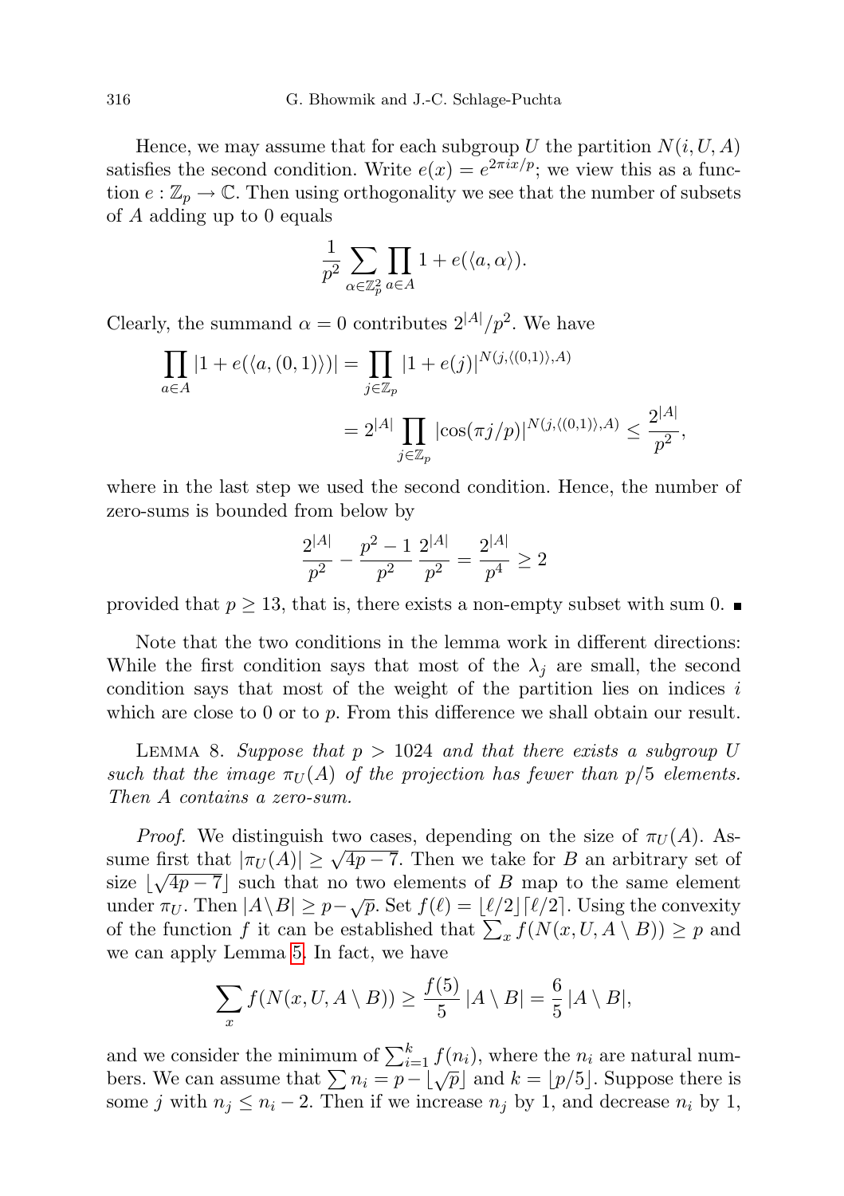Hence, we may assume that for each subgroup $U$ the partition $N(i, U, A)$ satisfies the second condition. Write $e(x) = e^{2\pi i x/p}$; we view this as a function $e : \mathbb{Z}_p \to \mathbb{C}$. Then using orthogonality we see that the number of subsets of $A$ adding up to 0 equals

$$\frac{1}{p^2} \sum_{\alpha \in \mathbb{Z}_p^2} \prod_{a \in A} 1 + e(\langle a, \alpha \rangle).$$

Clearly, the summand $\alpha = 0$ contributes $2^{|A|}/p^2$. We have

$$\prod_{a \in A} |1 + e(\langle a, (0,1) \rangle)| = \prod_{j \in \mathbb{Z}_p} |1 + e(j)|^{N(j, \langle (0,1) \rangle, A)}$$
$$= 2^{|A|} \prod_{j \in \mathbb{Z}_p} |\cos(\pi j/p)|^{N(j, \langle (0,1) \rangle, A)} \leq \frac{2^{|A|}}{p^2},$$

where in the last step we used the second condition. Hence, the number of zero-sums is bounded from below by

$$\frac{2^{|A|}}{p^2} - \frac{p^2 - 1}{p^2} \frac{2^{|A|}}{p^2} = \frac{2^{|A|}}{p^4} \geq 2$$

provided that $p \geq 13$, that is, there exists a non-empty subset with sum 0. ∎

Note that the two conditions in the lemma work in different directions: While the first condition says that most of the $\lambda_j$ are small, the second condition says that most of the weight of the partition lies on indices $i$ which are close to 0 or to $p$. From this difference we shall obtain our result.

Lemma 8. *Suppose that $p > 1024$ and that there exists a subgroup $U$ such that the image $\pi_U(A)$ of the projection has fewer than $p/5$ elements. Then $A$ contains a zero-sum.*

*Proof.* We distinguish two cases, depending on the size of $\pi_U(A)$. Assume first that $|\pi_U(A)| \geq \sqrt{4p - 7}$. Then we take for $B$ an arbitrary set of size $\lfloor \sqrt{4p - 7} \rfloor$ such that no two elements of $B$ map to the same element under $\pi_U$. Then $|A \setminus B| \geq p - \sqrt{p}$. Set $f(\ell) = \lfloor \ell/2 \rfloor \lceil \ell/2 \rceil$. Using the convexity of the function $f$ it can be established that $\sum_x f(N(x, U, A \setminus B)) \geq p$ and we can apply Lemma 5. In fact, we have

$$\sum_x f(N(x, U, A \setminus B)) \geq \frac{f(5)}{5} |A \setminus B| = \frac{6}{5} |A \setminus B|,$$

and we consider the minimum of $\sum_{i=1}^k f(n_i)$, where the $n_i$ are natural numbers. We can assume that $\sum n_i = p - \lfloor \sqrt{p} \rfloor$ and $k = \lfloor p/5 \rfloor$. Suppose there is some $j$ with $n_j \leq n_i - 2$. Then if we increase $n_j$ by 1, and decrease $n_i$ by 1,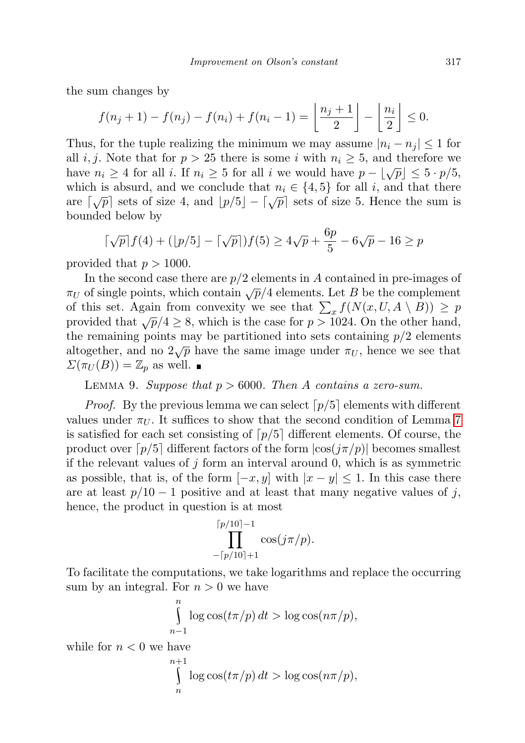the sum changes by

$$f(n_j+1) - f(n_j) - f(n_i) + f(n_i - 1) = \left\lfloor \frac{n_j+1}{2} \right\rfloor - \left\lfloor \frac{n_i}{2} \right\rfloor \leq 0.$$

Thus, for the tuple realizing the minimum we may assume $|n_i - n_j| \leq 1$ for all $i, j$. Note that for $p > 25$ there is some $i$ with $n_i \geq 5$, and therefore we have $n_i \geq 4$ for all $i$. If $n_i \geq 5$ for all $i$ we would have $p - \lfloor \sqrt{p} \rfloor \leq 5 \cdot p/5$, which is absurd, and we conclude that $n_i \in \{4, 5\}$ for all $i$, and that there are $\lceil \sqrt{p} \rceil$ sets of size 4, and $\lfloor p/5 \rfloor - \lceil \sqrt{p} \rceil$ sets of size 5. Hence the sum is bounded below by

$$\lceil \sqrt{p} \rceil f(4) + (\lfloor p/5 \rfloor - \lceil \sqrt{p} \rceil) f(5) \geq 4\sqrt{p} + \frac{6p}{5} - 6\sqrt{p} - 16 \geq p$$

provided that $p > 1000$.

In the second case there are $p/2$ elements in $A$ contained in pre-images of $\pi_U$ of single points, which contain $\sqrt{p}/4$ elements. Let $B$ be the complement of this set. Again from convexity we see that $\sum_x f(N(x, U, A \setminus B)) \geq p$ provided that $\sqrt{p}/4 \geq 8$, which is the case for $p > 1024$. On the other hand, the remaining points may be partitioned into sets containing $p/2$ elements altogether, and no $2\sqrt{p}$ have the same image under $\pi_U$, hence we see that $\Sigma(\pi_U(B)) = \mathbb{Z}_p$ as well. ∎

Lemma 9. *Suppose that $p > 6000$. Then $A$ contains a zero-sum.*

*Proof.* By the previous lemma we can select $\lceil p/5 \rceil$ elements with different values under $\pi_U$. It suffices to show that the second condition of Lemma 7 is satisfied for each set consisting of $\lceil p/5 \rceil$ different elements. Of course, the product over $\lceil p/5 \rceil$ different factors of the form $|\cos(j\pi/p)|$ becomes smallest if the relevant values of $j$ form an interval around 0, which is as symmetric as possible, that is, of the form $[-x, y]$ with $|x - y| \leq 1$. In this case there are at least $p/10 - 1$ positive and at least that many negative values of $j$, hence, the product in question is at most

$$\prod_{-\lceil p/10 \rceil + 1}^{\lceil p/10 \rceil - 1} \cos(j\pi/p).$$

To facilitate the computations, we take logarithms and replace the occurring sum by an integral. For $n > 0$ we have

$$\int_{n-1}^{n} \log \cos(t\pi/p)\, dt > \log \cos(n\pi/p),$$

while for $n < 0$ we have

$$\int_{n}^{n+1} \log \cos(t\pi/p)\, dt > \log \cos(n\pi/p),$$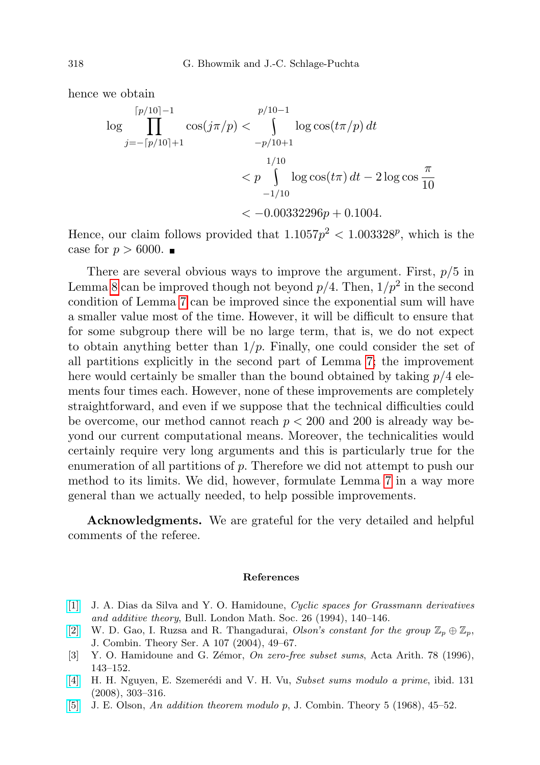hence we obtain

$$
\begin{aligned}
\log \prod_{j=-\lceil p/10\rceil+1}^{\lceil p/10\rceil-1} \cos(j\pi/p) &< \int_{-p/10+1}^{p/10-1} \log\cos(t\pi/p)\,dt \\
&< p\int_{-1/10}^{1/10} \log\cos(t\pi)\,dt - 2\log\cos\frac{\pi}{10} \\
&< -0.00332296p + 0.1004.
\end{aligned}
$$

Hence, our claim follows provided that $1.1057p^2 < 1.003328^p$, which is the case for $p > 6000$. ∎

There are several obvious ways to improve the argument. First, $p/5$ in Lemma 8 can be improved though not beyond $p/4$. Then, $1/p^2$ in the second condition of Lemma 7 can be improved since the exponential sum will have a smaller value most of the time. However, it will be difficult to ensure that for some subgroup there will be no large term, that is, we do not expect to obtain anything better than $1/p$. Finally, one could consider the set of all partitions explicitly in the second part of Lemma 7; the improvement here would certainly be smaller than the bound obtained by taking $p/4$ elements four times each. However, none of these improvements are completely straightforward, and even if we suppose that the technical difficulties could be overcome, our method cannot reach $p < 200$ and 200 is already way beyond our current computational means. Moreover, the technicalities would certainly require very long arguments and this is particularly true for the enumeration of all partitions of $p$. Therefore we did not attempt to push our method to its limits. We did, however, formulate Lemma 7 in a way more general than we actually needed, to help possible improvements.

**Acknowledgments.** We are grateful for the very detailed and helpful comments of the referee.

## References

[1] J. A. Dias da Silva and Y. O. Hamidoune, *Cyclic spaces for Grassmann derivatives and additive theory*, Bull. London Math. Soc. 26 (1994), 140–146.

[2] W. D. Gao, I. Ruzsa and R. Thangadurai, *Olson's constant for the group $\mathbb{Z}_p \oplus \mathbb{Z}_p$*, J. Combin. Theory Ser. A 107 (2004), 49–67.

[3] Y. O. Hamidoune and G. Zémor, *On zero-free subset sums*, Acta Arith. 78 (1996), 143–152.

[4] H. H. Nguyen, E. Szemerédi and V. H. Vu, *Subset sums modulo a prime*, ibid. 131 (2008), 303–316.

[5] J. E. Olson, *An addition theorem modulo p*, J. Combin. Theory 5 (1968), 45–52.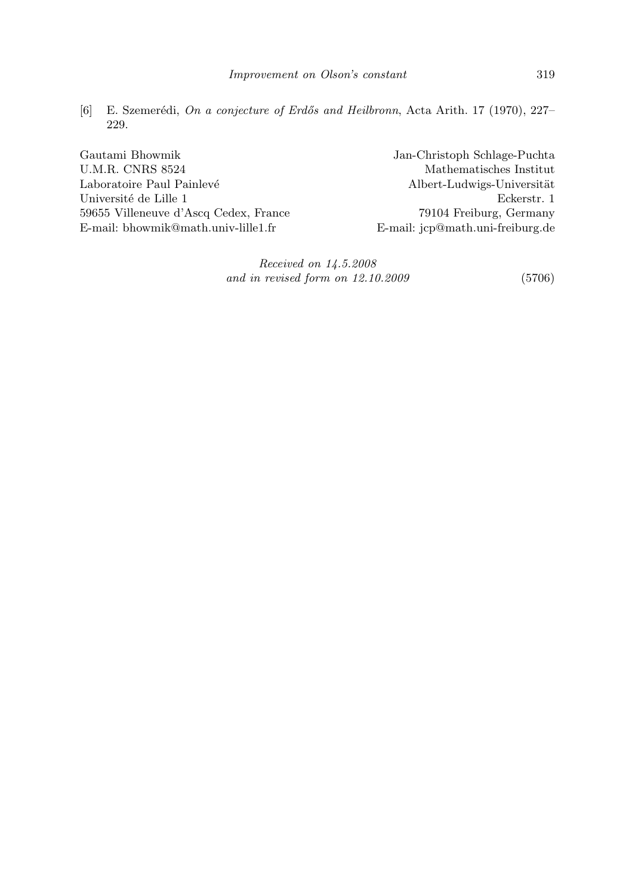[6] E. Szemerédi, *On a conjecture of Erdős and Heilbronn*, Acta Arith. 17 (1970), 227–229.

Gautami Bhowmik
U.M.R. CNRS 8524
Laboratoire Paul Painlevé
Université de Lille 1
59655 Villeneuve d'Ascq Cedex, France
E-mail: bhowmik@math.univ-lille1.fr

Jan-Christoph Schlage-Puchta
Mathematisches Institut
Albert-Ludwigs-Universität
Eckerstr. 1
79104 Freiburg, Germany
E-mail: jcp@math.uni-freiburg.de

*Received on 14.5.2008*
*and in revised form on 12.10.2009* (5706)